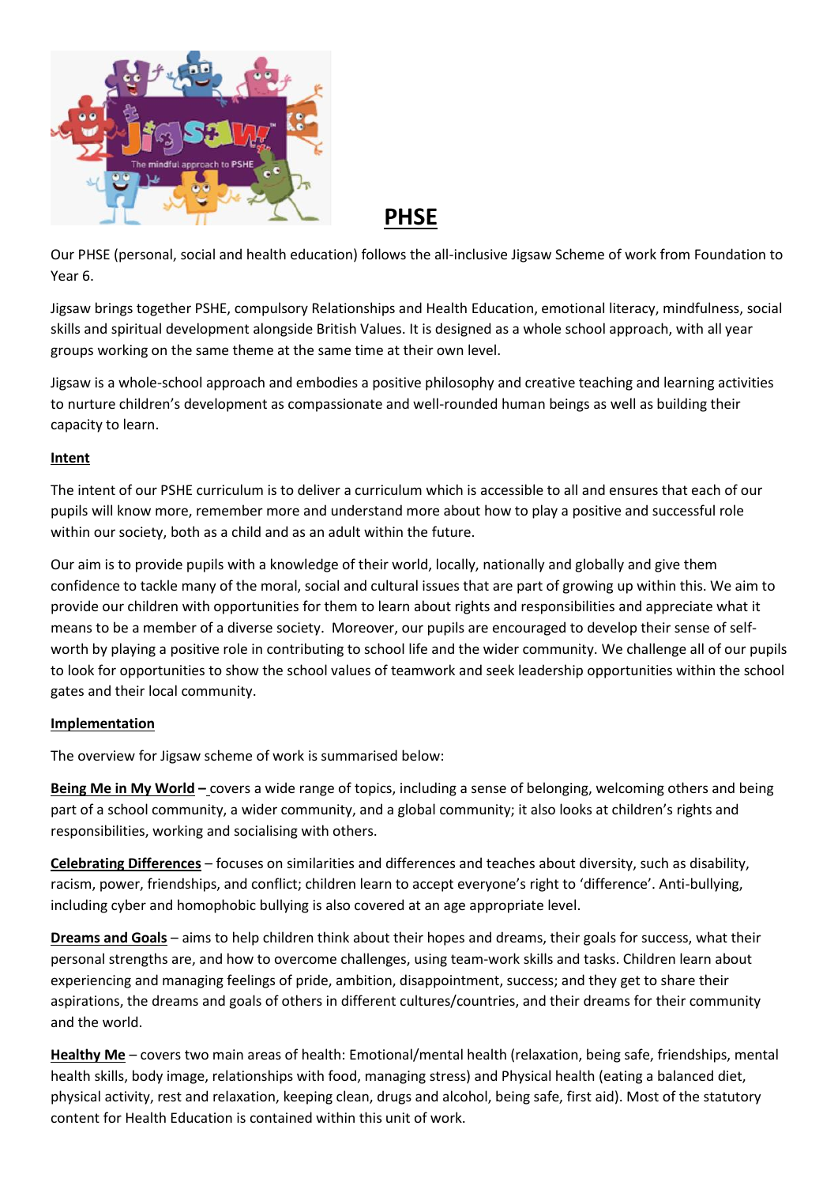# PHSE

Our PHSE (personal, social and health education) follows the all-inclusive Jigsaw Scheme of work from Foundation to Year 6.

Jigsaw brings together PSHE, compulsory Relationships and Health Education, emotional literacy, mindfulness, social skills and spiritual development alongside British Values. It is designed as a whole school approach, with all year groups working on the same theme at the same time at their own level.

Jigsaw is a whole-school approach and embodies a positive philosophy and creative teaching and learning activities to nurture children's development as compassionate and well-rounded human beings as well as building their capacity to learn.

## Intent

The intent of our PSHE curriculum is to deliver a curriculum which is accessible to all and ensures that each of our pupils will know more, remember more and understand more about how to play a positive and successful role within our society, both as a child and as an adult within the future.

Our aim is to provide pupils with a knowledge of their world, locally, nationally and globally and give them confidence to tackle many of the moral, social and cultural issues that are part of growing up within this. We aim to provide our children with opportunities for them to learn about rights and responsibilities and appreciate what it means to be a member of a diverse society. Moreover, our pupils are encouraged to develop their sense of self-worth by playing a positive role in contributing to school life and the wider community. We challenge all of our pupils to look for opportunities to show the school values of teamwork and seek leadership opportunities within the school gates and their local community.

## Implementation

The overview for Jigsaw scheme of work is summarised below:

**Being Me in My World** – covers a wide range of topics, including a sense of belonging, welcoming others and being part of a school community, a wider community, and a global community; it also looks at children's rights and responsibilities, working and socialising with others.

**Celebrating Differences** – focuses on similarities and differences and teaches about diversity, such as disability, racism, power, friendships, and conflict; children learn to accept everyone's right to 'difference'. Anti-bullying, including cyber and homophobic bullying is also covered at an age appropriate level.

**Dreams and Goals** – aims to help children think about their hopes and dreams, their goals for success, what their personal strengths are, and how to overcome challenges, using team-work skills and tasks. Children learn about experiencing and managing feelings of pride, ambition, disappointment, success; and they get to share their aspirations, the dreams and goals of others in different cultures/countries, and their dreams for their community and the world.

**Healthy Me** – covers two main areas of health: Emotional/mental health (relaxation, being safe, friendships, mental health skills, body image, relationships with food, managing stress) and Physical health (eating a balanced diet, physical activity, rest and relaxation, keeping clean, drugs and alcohol, being safe, first aid). Most of the statutory content for Health Education is contained within this unit of work.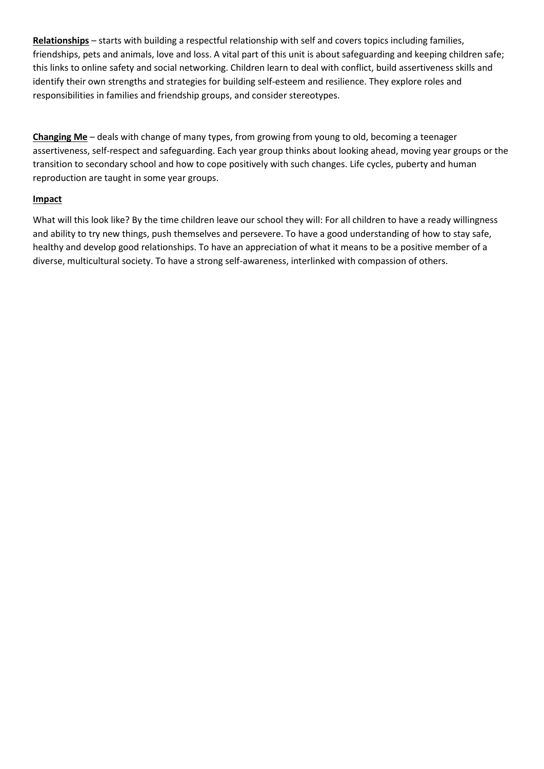**Relationships** – starts with building a respectful relationship with self and covers topics including families, friendships, pets and animals, love and loss. A vital part of this unit is about safeguarding and keeping children safe; this links to online safety and social networking. Children learn to deal with conflict, build assertiveness skills and identify their own strengths and strategies for building self-esteem and resilience. They explore roles and responsibilities in families and friendship groups, and consider stereotypes.

**Changing Me** – deals with change of many types, from growing from young to old, becoming a teenager assertiveness, self-respect and safeguarding. Each year group thinks about looking ahead, moving year groups or the transition to secondary school and how to cope positively with such changes. Life cycles, puberty and human reproduction are taught in some year groups.

**Impact**

What will this look like? By the time children leave our school they will: For all children to have a ready willingness and ability to try new things, push themselves and persevere. To have a good understanding of how to stay safe, healthy and develop good relationships. To have an appreciation of what it means to be a positive member of a diverse, multicultural society. To have a strong self-awareness, interlinked with compassion of others.